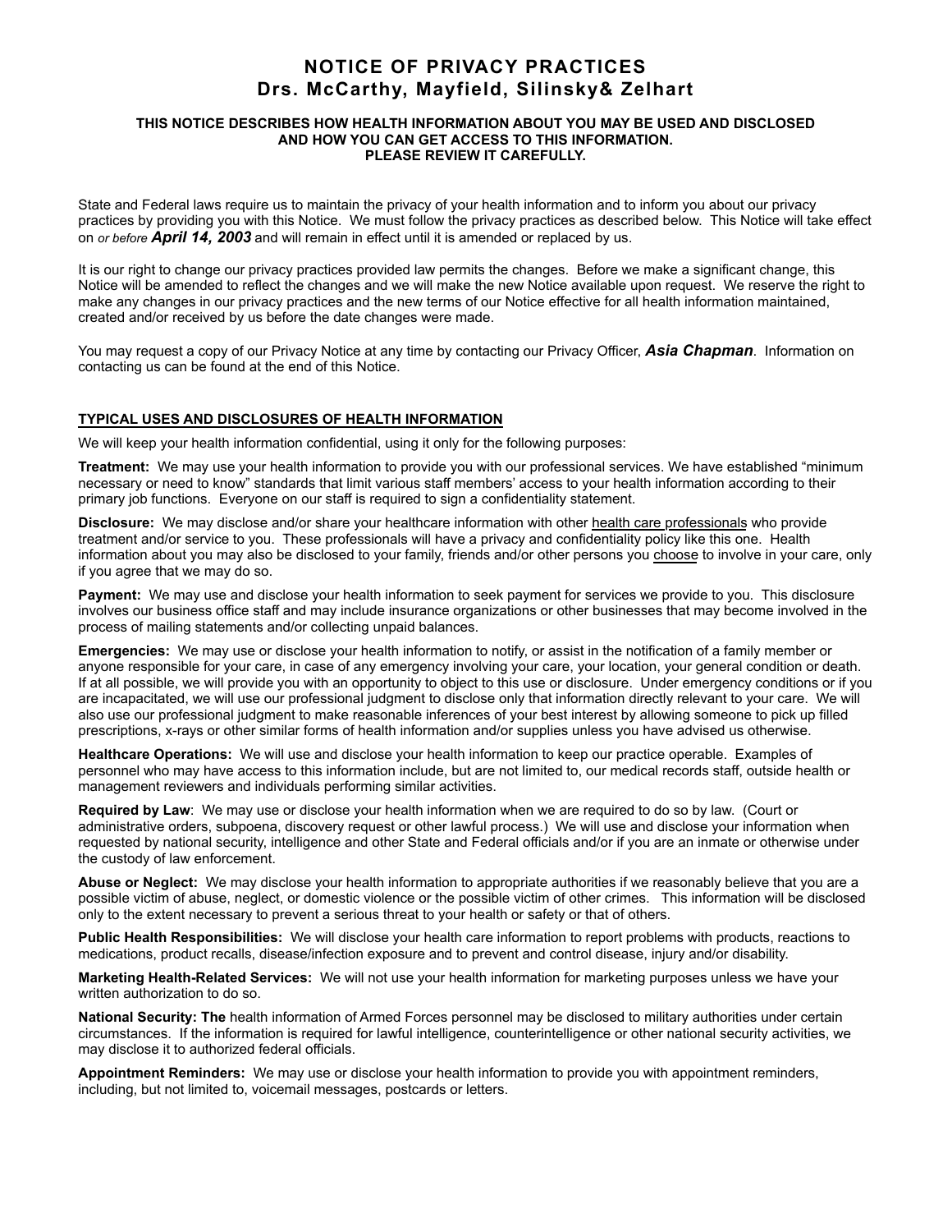# NOTICE OF PRIVACY PRACTICES
## Drs. McCarthy, Mayfield, Silinsky& Zelhart

**THIS NOTICE DESCRIBES HOW HEALTH INFORMATION ABOUT YOU MAY BE USED AND DISCLOSED AND HOW YOU CAN GET ACCESS TO THIS INFORMATION. PLEASE REVIEW IT CAREFULLY.**

State and Federal laws require us to maintain the privacy of your health information and to inform you about our privacy practices by providing you with this Notice. We must follow the privacy practices as described below. This Notice will take effect on *or before* ***April 14, 2003*** and will remain in effect until it is amended or replaced by us.

It is our right to change our privacy practices provided law permits the changes. Before we make a significant change, this Notice will be amended to reflect the changes and we will make the new Notice available upon request. We reserve the right to make any changes in our privacy practices and the new terms of our Notice effective for all health information maintained, created and/or received by us before the date changes were made.

You may request a copy of our Privacy Notice at any time by contacting our Privacy Officer, ***Asia Chapman***. Information on contacting us can be found at the end of this Notice.

### TYPICAL USES AND DISCLOSURES OF HEALTH INFORMATION

We will keep your health information confidential, using it only for the following purposes:

**Treatment:** We may use your health information to provide you with our professional services. We have established "minimum necessary or need to know" standards that limit various staff members' access to your health information according to their primary job functions. Everyone on our staff is required to sign a confidentiality statement.

**Disclosure:** We may disclose and/or share your healthcare information with other health care professionals who provide treatment and/or service to you. These professionals will have a privacy and confidentiality policy like this one. Health information about you may also be disclosed to your family, friends and/or other persons you choose to involve in your care, only if you agree that we may do so.

**Payment:** We may use and disclose your health information to seek payment for services we provide to you. This disclosure involves our business office staff and may include insurance organizations or other businesses that may become involved in the process of mailing statements and/or collecting unpaid balances.

**Emergencies:** We may use or disclose your health information to notify, or assist in the notification of a family member or anyone responsible for your care, in case of any emergency involving your care, your location, your general condition or death. If at all possible, we will provide you with an opportunity to object to this use or disclosure. Under emergency conditions or if you are incapacitated, we will use our professional judgment to disclose only that information directly relevant to your care. We will also use our professional judgment to make reasonable inferences of your best interest by allowing someone to pick up filled prescriptions, x-rays or other similar forms of health information and/or supplies unless you have advised us otherwise.

**Healthcare Operations:** We will use and disclose your health information to keep our practice operable. Examples of personnel who may have access to this information include, but are not limited to, our medical records staff, outside health or management reviewers and individuals performing similar activities.

**Required by Law**: We may use or disclose your health information when we are required to do so by law. (Court or administrative orders, subpoena, discovery request or other lawful process.) We will use and disclose your information when requested by national security, intelligence and other State and Federal officials and/or if you are an inmate or otherwise under the custody of law enforcement.

**Abuse or Neglect:** We may disclose your health information to appropriate authorities if we reasonably believe that you are a possible victim of abuse, neglect, or domestic violence or the possible victim of other crimes. This information will be disclosed only to the extent necessary to prevent a serious threat to your health or safety or that of others.

**Public Health Responsibilities:** We will disclose your health care information to report problems with products, reactions to medications, product recalls, disease/infection exposure and to prevent and control disease, injury and/or disability.

**Marketing Health-Related Services:** We will not use your health information for marketing purposes unless we have your written authorization to do so.

**National Security: The** health information of Armed Forces personnel may be disclosed to military authorities under certain circumstances. If the information is required for lawful intelligence, counterintelligence or other national security activities, we may disclose it to authorized federal officials.

**Appointment Reminders:** We may use or disclose your health information to provide you with appointment reminders, including, but not limited to, voicemail messages, postcards or letters.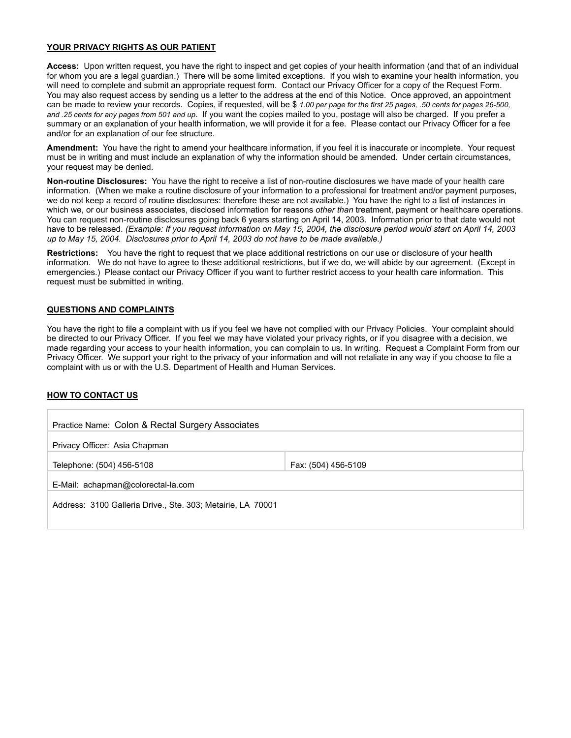## YOUR PRIVACY RIGHTS AS OUR PATIENT

**Access:** Upon written request, you have the right to inspect and get copies of your health information (and that of an individual for whom you are a legal guardian.) There will be some limited exceptions. If you wish to examine your health information, you will need to complete and submit an appropriate request form. Contact our Privacy Officer for a copy of the Request Form. You may also request access by sending us a letter to the address at the end of this Notice. Once approved, an appointment can be made to review your records. Copies, if requested, will be $ *1.00 per page for the first 25 pages, .50 cents for pages 26-500, and .25 cents for any pages from 501 and up*. If you want the copies mailed to you, postage will also be charged. If you prefer a summary or an explanation of your health information, we will provide it for a fee. Please contact our Privacy Officer for a fee and/or for an explanation of our fee structure.

**Amendment:** You have the right to amend your healthcare information, if you feel it is inaccurate or incomplete. Your request must be in writing and must include an explanation of why the information should be amended. Under certain circumstances, your request may be denied.

**Non-routine Disclosures:** You have the right to receive a list of non-routine disclosures we have made of your health care information. (When we make a routine disclosure of your information to a professional for treatment and/or payment purposes, we do not keep a record of routine disclosures: therefore these are not available.) You have the right to a list of instances in which we, or our business associates, disclosed information for reasons *other than* treatment, payment or healthcare operations. You can request non-routine disclosures going back 6 years starting on April 14, 2003. Information prior to that date would not have to be released. *(Example: If you request information on May 15, 2004, the disclosure period would start on April 14, 2003 up to May 15, 2004. Disclosures prior to April 14, 2003 do not have to be made available.)*

**Restrictions:** You have the right to request that we place additional restrictions on our use or disclosure of your health information. We do not have to agree to these additional restrictions, but if we do, we will abide by our agreement. (Except in emergencies.) Please contact our Privacy Officer if you want to further restrict access to your health care information. This request must be submitted in writing.

## QUESTIONS AND COMPLAINTS

You have the right to file a complaint with us if you feel we have not complied with our Privacy Policies. Your complaint should be directed to our Privacy Officer. If you feel we may have violated your privacy rights, or if you disagree with a decision, we made regarding your access to your health information, you can complain to us. In writing. Request a Complaint Form from our Privacy Officer. We support your right to the privacy of your information and will not retaliate in any way if you choose to file a complaint with us or with the U.S. Department of Health and Human Services.

## HOW TO CONTACT US

| | |
|---|---|
| Practice Name: Colon & Rectal Surgery Associates | |
| Privacy Officer: Asia Chapman | |
| Telephone: (504) 456-5108 | Fax: (504) 456-5109 |
| E-Mail: achapman@colorectal-la.com | |
| Address: 3100 Galleria Drive., Ste. 303; Metairie, LA 70001 | |